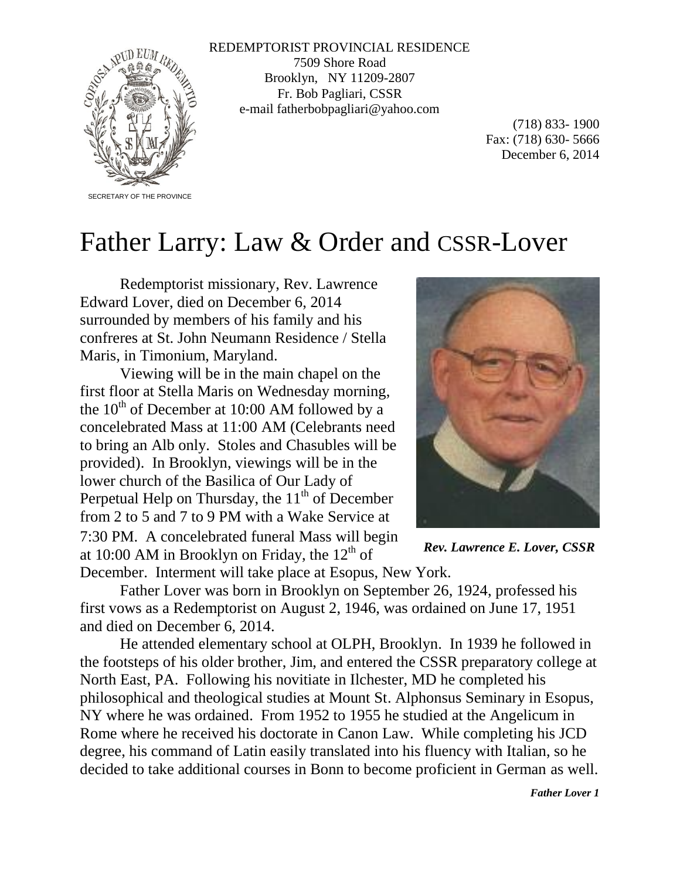REDEMPTORIST PROVINCIAL RESIDENCE
7509 Shore Road
Brooklyn, NY 11209-2807
Fr. Bob Pagliari, CSSR
e-mail fatherbobpagliari@yahoo.com

(718) 833- 1900
Fax: (718) 630- 5666
December 6, 2014

SECRETARY OF THE PROVINCE

# Father Larry: Law & Order and CSSR-Lover

Redemptorist missionary, Rev. Lawrence Edward Lover, died on December 6, 2014 surrounded by members of his family and his confreres at St. John Neumann Residence / Stella Maris, in Timonium, Maryland.

Viewing will be in the main chapel on the first floor at Stella Maris on Wednesday morning, the 10th of December at 10:00 AM followed by a concelebrated Mass at 11:00 AM (Celebrants need to bring an Alb only. Stoles and Chasubles will be provided). In Brooklyn, viewings will be in the lower church of the Basilica of Our Lady of Perpetual Help on Thursday, the 11th of December from 2 to 5 and 7 to 9 PM with a Wake Service at 7:30 PM. A concelebrated funeral Mass will begin at 10:00 AM in Brooklyn on Friday, the 12th of December. Interment will take place at Esopus, New York.

***Rev. Lawrence E. Lover, CSSR***

Father Lover was born in Brooklyn on September 26, 1924, professed his first vows as a Redemptorist on August 2, 1946, was ordained on June 17, 1951 and died on December 6, 2014.

He attended elementary school at OLPH, Brooklyn. In 1939 he followed in the footsteps of his older brother, Jim, and entered the CSSR preparatory college at North East, PA. Following his novitiate in Ilchester, MD he completed his philosophical and theological studies at Mount St. Alphonsus Seminary in Esopus, NY where he was ordained. From 1952 to 1955 he studied at the Angelicum in Rome where he received his doctorate in Canon Law. While completing his JCD degree, his command of Latin easily translated into his fluency with Italian, so he decided to take additional courses in Bonn to become proficient in German as well.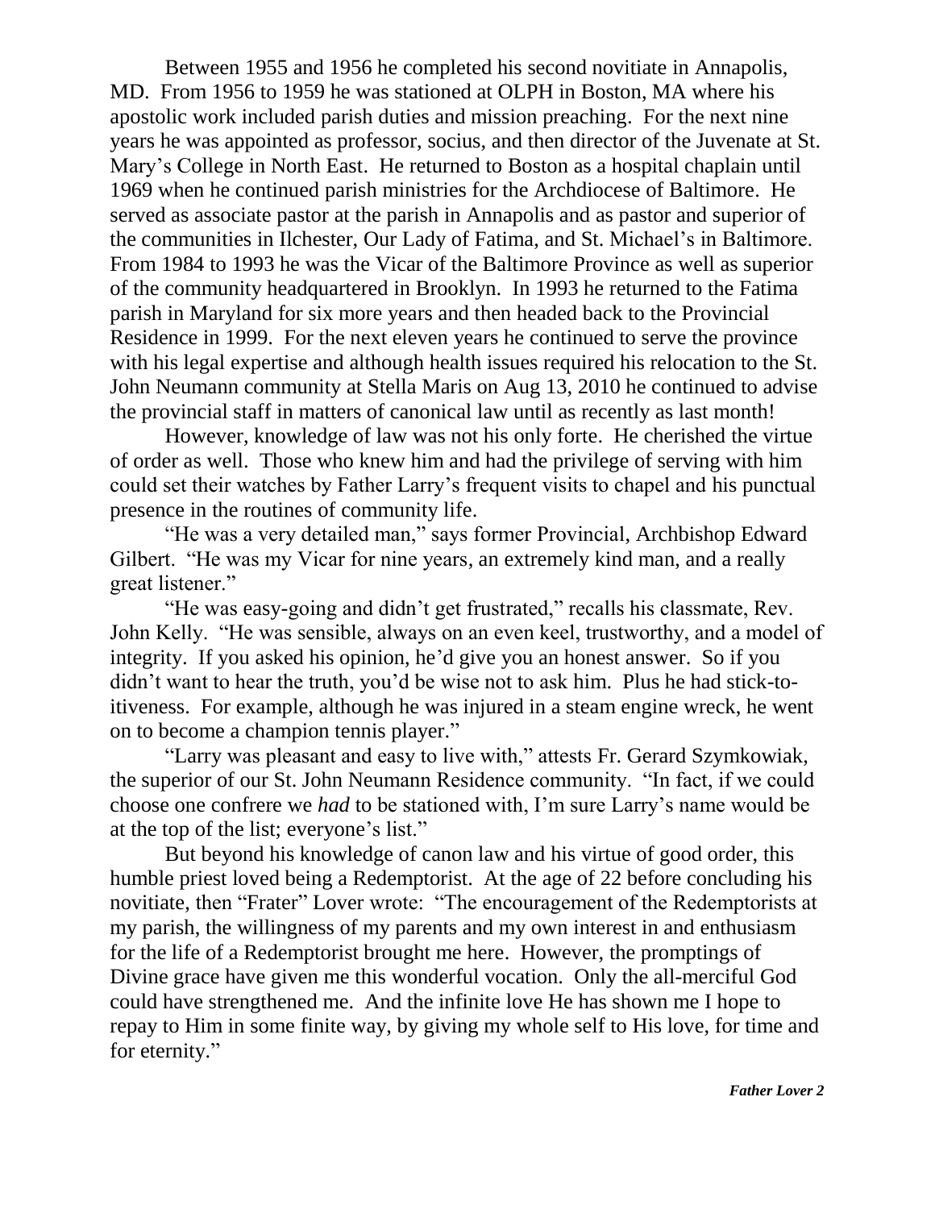Between 1955 and 1956 he completed his second novitiate in Annapolis, MD. From 1956 to 1959 he was stationed at OLPH in Boston, MA where his apostolic work included parish duties and mission preaching. For the next nine years he was appointed as professor, socius, and then director of the Juvenate at St. Mary's College in North East. He returned to Boston as a hospital chaplain until 1969 when he continued parish ministries for the Archdiocese of Baltimore. He served as associate pastor at the parish in Annapolis and as pastor and superior of the communities in Ilchester, Our Lady of Fatima, and St. Michael's in Baltimore. From 1984 to 1993 he was the Vicar of the Baltimore Province as well as superior of the community headquartered in Brooklyn. In 1993 he returned to the Fatima parish in Maryland for six more years and then headed back to the Provincial Residence in 1999. For the next eleven years he continued to serve the province with his legal expertise and although health issues required his relocation to the St. John Neumann community at Stella Maris on Aug 13, 2010 he continued to advise the provincial staff in matters of canonical law until as recently as last month!

However, knowledge of law was not his only forte. He cherished the virtue of order as well. Those who knew him and had the privilege of serving with him could set their watches by Father Larry's frequent visits to chapel and his punctual presence in the routines of community life.

"He was a very detailed man," says former Provincial, Archbishop Edward Gilbert. "He was my Vicar for nine years, an extremely kind man, and a really great listener."

"He was easy-going and didn't get frustrated," recalls his classmate, Rev. John Kelly. "He was sensible, always on an even keel, trustworthy, and a model of integrity. If you asked his opinion, he'd give you an honest answer. So if you didn't want to hear the truth, you'd be wise not to ask him. Plus he had stick-to-itiveness. For example, although he was injured in a steam engine wreck, he went on to become a champion tennis player."

"Larry was pleasant and easy to live with," attests Fr. Gerard Szymkowiak, the superior of our St. John Neumann Residence community. "In fact, if we could choose one confrere we *had* to be stationed with, I'm sure Larry's name would be at the top of the list; everyone's list."

But beyond his knowledge of canon law and his virtue of good order, this humble priest loved being a Redemptorist. At the age of 22 before concluding his novitiate, then "Frater" Lover wrote: "The encouragement of the Redemptorists at my parish, the willingness of my parents and my own interest in and enthusiasm for the life of a Redemptorist brought me here. However, the promptings of Divine grace have given me this wonderful vocation. Only the all-merciful God could have strengthened me. And the infinite love He has shown me I hope to repay to Him in some finite way, by giving my whole self to His love, for time and for eternity."